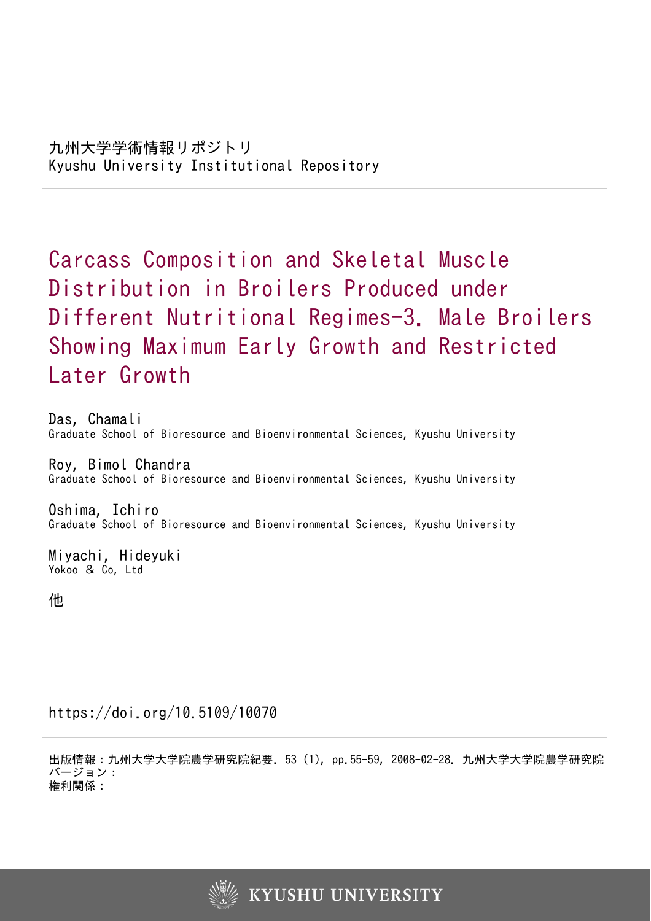九州大学学術情報リポジトリ
Kyushu University Institutional Repository

# Carcass Composition and Skeletal Muscle Distribution in Broilers Produced under Different Nutritional Regimes-3. Male Broilers Showing Maximum Early Growth and Restricted Later Growth

Das, Chamali
Graduate School of Bioresource and Bioenvironmental Sciences, Kyushu University

Roy, Bimol Chandra
Graduate School of Bioresource and Bioenvironmental Sciences, Kyushu University

Oshima, Ichiro
Graduate School of Bioresource and Bioenvironmental Sciences, Kyushu University

Miyachi, Hideyuki
Yokoo & Co, Ltd

他

https://doi.org/10.5109/10070

出版情報：九州大学大学院農学研究院紀要. 53 (1), pp.55-59, 2008-02-28. 九州大学大学院農学研究院
バージョン：
権利関係：

KYUSHU UNIVERSITY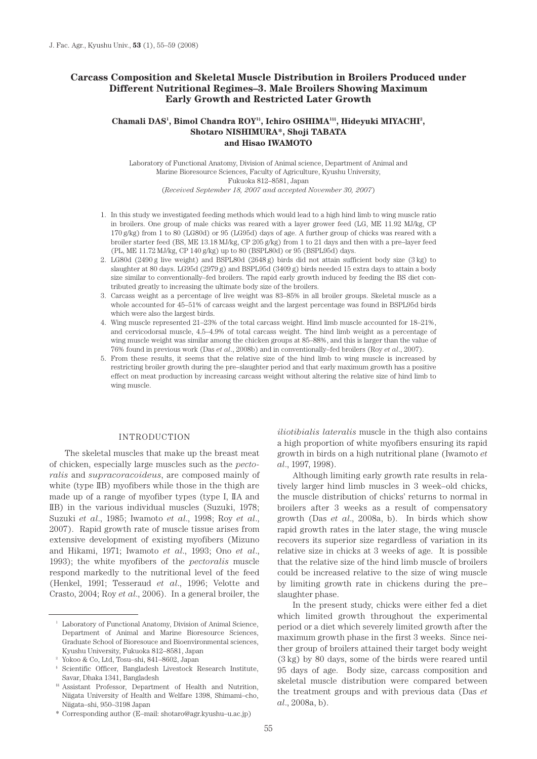# Carcass Composition and Skeletal Muscle Distribution in Broilers Produced under Different Nutritional Regimes–3. Male Broilers Showing Maximum Early Growth and Restricted Later Growth

**Chamali DAS[1], Bimol Chandra ROY[1§], Ichiro OSHIMA[1§§], Hideyuki MIYACHI[2], Shotaro NISHIMURA\*, Shoji TABATA and Hisao IWAMOTO**

Laboratory of Functional Anatomy, Division of Animal science, Department of Animal and Marine Bioresource Sciences, Faculty of Agriculture, Kyushu University, Fukuoka 812–8581, Japan

(*Received September 18, 2007 and accepted November 30, 2007*)

1. In this study we investigated feeding methods which would lead to a high hind limb to wing muscle ratio in broilers. One group of male chicks was reared with a layer grower feed (LG, ME 11.92 MJ/kg, CP 170 g/kg) from 1 to 80 (LG80d) or 95 (LG95d) days of age. A further group of chicks was reared with a broiler starter feed (BS, ME 13.18 MJ/kg, CP 205 g/kg) from 1 to 21 days and then with a pre–layer feed (PL, ME 11.72 MJ/kg, CP 140 g/kg) up to 80 (BSPL80d) or 95 (BSPL95d) days.
2. LG80d (2490 g live weight) and BSPL80d (2648 g) birds did not attain sufficient body size (3 kg) to slaughter at 80 days. LG95d (2979 g) and BSPL95d (3409 g) birds needed 15 extra days to attain a body size similar to conventionally–fed broilers. The rapid early growth induced by feeding the BS diet contributed greatly to increasing the ultimate body size of the broilers.
3. Carcass weight as a percentage of live weight was 83–85% in all broiler groups. Skeletal muscle as a whole accounted for 45–51% of carcass weight and the largest percentage was found in BSPL95d birds which were also the largest birds.
4. Wing muscle represented 21–23% of the total carcass weight. Hind limb muscle accounted for 18–21%, and cervicodorsal muscle, 4.5–4.9% of total carcass weight. The hind limb weight as a percentage of wing muscle weight was similar among the chicken groups at 85–88%, and this is larger than the value of 76% found in previous work (Das *et al*., 2008b) and in conventionally–fed broilers (Roy *et al*., 2007).
5. From these results, it seems that the relative size of the hind limb to wing muscle is increased by restricting broiler growth during the pre–slaughter period and that early maximum growth has a positive effect on meat production by increasing carcass weight without altering the relative size of hind limb to wing muscle.

## INTRODUCTION

The skeletal muscles that make up the breast meat of chicken, especially large muscles such as the *pectoralis* and *supracoracoideus*, are composed mainly of white (type ⅡB) myofibers while those in the thigh are made up of a range of myofiber types (type I, ⅡA and ⅡB) in the various individual muscles (Suzuki, 1978; Suzuki *et al*., 1985; Iwamoto *et al*., 1998; Roy *et al*., 2007). Rapid growth rate of muscle tissue arises from extensive development of existing myofibers (Mizuno and Hikami, 1971; Iwamoto *et al*., 1993; Ono *et al*., 1993); the white myofibers of the *pectoralis* muscle respond markedly to the nutritional level of the feed (Henkel, 1991; Tesseraud *et al*., 1996; Velotte and Crasto, 2004; Roy *et al*., 2006). In a general broiler, the *iliotibialis lateralis* muscle in the thigh also contains a high proportion of white myofibers ensuring its rapid growth in birds on a high nutritional plane (Iwamoto *et al*., 1997, 1998).

Although limiting early growth rate results in relatively larger hind limb muscles in 3 week–old chicks, the muscle distribution of chicks' returns to normal in broilers after 3 weeks as a result of compensatory growth (Das *et al*., 2008a, b). In birds which show rapid growth rates in the later stage, the wing muscle recovers its superior size regardless of variation in its relative size in chicks at 3 weeks of age. It is possible that the relative size of the hind limb muscle of broilers could be increased relative to the size of wing muscle by limiting growth rate in chickens during the pre–slaughter phase.

In the present study, chicks were either fed a diet which limited growth throughout the experimental period or a diet which severely limited growth after the maximum growth phase in the first 3 weeks. Since neither group of broilers attained their target body weight (3 kg) by 80 days, some of the birds were reared until 95 days of age. Body size, carcass composition and skeletal muscle distribution were compared between the treatment groups and with previous data (Das *et al*., 2008a, b).

---

[1] Laboratory of Functional Anatomy, Division of Animal Science, Department of Animal and Marine Bioresource Sciences, Graduate School of Bioresouce and Bioenvironmental sciences, Kyushu University, Fukuoka 812–8581, Japan

[2] Yokoo & Co, Ltd, Tosu–shi, 841–8602, Japan

[§] Scientific Officer, Bangladesh Livestock Research Institute, Savar, Dhaka 1341, Bangladesh

[§§] Assistant Professor, Department of Health and Nutrition, Niigata University of Health and Welfare 1398, Shimami–cho, Niigata–shi, 950–3198 Japan

\* Corresponding author (E–mail: shotaro@agr.kyushu–u.ac.jp)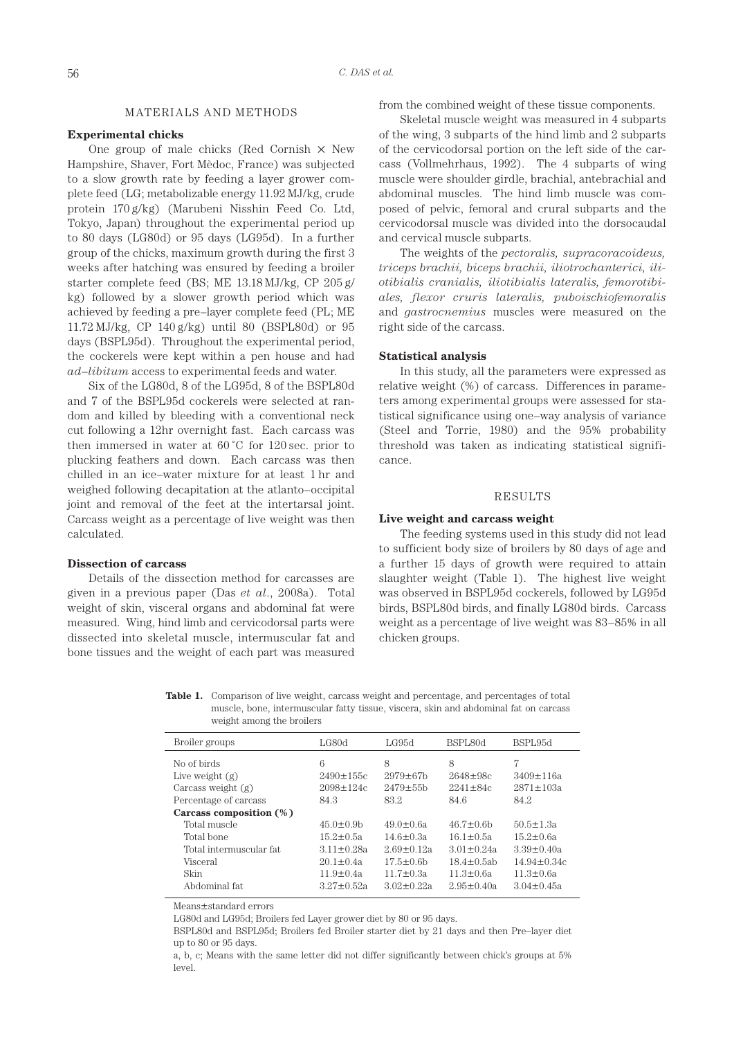## MATERIALS AND METHODS

### Experimental chicks

One group of male chicks (Red Cornish × New Hampshire, Shaver, Fort Mèdoc, France) was subjected to a slow growth rate by feeding a layer grower complete feed (LG; metabolizable energy 11.92 MJ/kg, crude protein 170 g/kg) (Marubeni Nisshin Feed Co. Ltd, Tokyo, Japan) throughout the experimental period up to 80 days (LG80d) or 95 days (LG95d). In a further group of the chicks, maximum growth during the first 3 weeks after hatching was ensured by feeding a broiler starter complete feed (BS; ME 13.18 MJ/kg, CP 205 g/kg) followed by a slower growth period which was achieved by feeding a pre–layer complete feed (PL; ME 11.72 MJ/kg, CP 140 g/kg) until 80 (BSPL80d) or 95 days (BSPL95d). Throughout the experimental period, the cockerels were kept within a pen house and had *ad–libitum* access to experimental feeds and water.

Six of the LG80d, 8 of the LG95d, 8 of the BSPL80d and 7 of the BSPL95d cockerels were selected at random and killed by bleeding with a conventional neck cut following a 12hr overnight fast. Each carcass was then immersed in water at 60 ˚C for 120 sec. prior to plucking feathers and down. Each carcass was then chilled in an ice–water mixture for at least 1 hr and weighed following decapitation at the atlanto–occipital joint and removal of the feet at the intertarsal joint. Carcass weight as a percentage of live weight was then calculated.

### Dissection of carcass

Details of the dissection method for carcasses are given in a previous paper (Das *et al*., 2008a). Total weight of skin, visceral organs and abdominal fat were measured. Wing, hind limb and cervicodorsal parts were dissected into skeletal muscle, intermuscular fat and bone tissues and the weight of each part was measured from the combined weight of these tissue components.

Skeletal muscle weight was measured in 4 subparts of the wing, 3 subparts of the hind limb and 2 subparts of the cervicodorsal portion on the left side of the carcass (Vollmehrhaus, 1992). The 4 subparts of wing muscle were shoulder girdle, brachial, antebrachial and abdominal muscles. The hind limb muscle was composed of pelvic, femoral and crural subparts and the cervicodorsal muscle was divided into the dorsocaudal and cervical muscle subparts.

The weights of the *pectoralis, supracoracoideus, triceps brachii, biceps brachii, iliotrochanterici, iliotibialis cranialis, iliotibialis lateralis, femorotibiales, flexor cruris lateralis, puboischiofemoralis* and *gastrocnemius* muscles were measured on the right side of the carcass.

### Statistical analysis

In this study, all the parameters were expressed as relative weight (%) of carcass. Differences in parameters among experimental groups were assessed for statistical significance using one–way analysis of variance (Steel and Torrie, 1980) and the 95% probability threshold was taken as indicating statistical significance.

## RESULTS

### Live weight and carcass weight

The feeding systems used in this study did not lead to sufficient body size of broilers by 80 days of age and a further 15 days of growth were required to attain slaughter weight (Table 1). The highest live weight was observed in BSPL95d cockerels, followed by LG95d birds, BSPL80d birds, and finally LG80d birds. Carcass weight as a percentage of live weight was 83–85% in all chicken groups.

**Table 1.** Comparison of live weight, carcass weight and percentage, and percentages of total muscle, bone, intermuscular fatty tissue, viscera, skin and abdominal fat on carcass weight among the broilers

| Broiler groups | LG80d | LG95d | BSPL80d | BSPL95d |
|---|---|---|---|---|
| No of birds | 6 | 8 | 8 | 7 |
| Live weight (g) | 2490±155c | 2979±67b | 2648±98c | 3409±116a |
| Carcass weight (g) | 2098±124c | 2479±55b | 2241±84c | 2871±103a |
| Percentage of carcass | 84.3 | 83.2 | 84.6 | 84.2 |
| **Carcass composition (%)** | | | | |
| Total muscle | 45.0±0.9b | 49.0±0.6a | 46.7±0.6b | 50.5±1.3a |
| Total bone | 15.2±0.5a | 14.6±0.3a | 16.1±0.5a | 15.2±0.6a |
| Total intermuscular fat | 3.11±0.28a | 2.69±0.12a | 3.01±0.24a | 3.39±0.40a |
| Visceral | 20.1±0.4a | 17.5±0.6b | 18.4±0.5ab | 14.94±0.34c |
| Skin | 11.9±0.4a | 11.7±0.3a | 11.3±0.6a | 11.3±0.6a |
| Abdominal fat | 3.27±0.52a | 3.02±0.22a | 2.95±0.40a | 3.04±0.45a |

Means±standard errors

LG80d and LG95d; Broilers fed Layer grower diet by 80 or 95 days.

BSPL80d and BSPL95d; Broilers fed Broiler starter diet by 21 days and then Pre–layer diet up to 80 or 95 days.

a, b, c; Means with the same letter did not differ significantly between chick's groups at 5% level.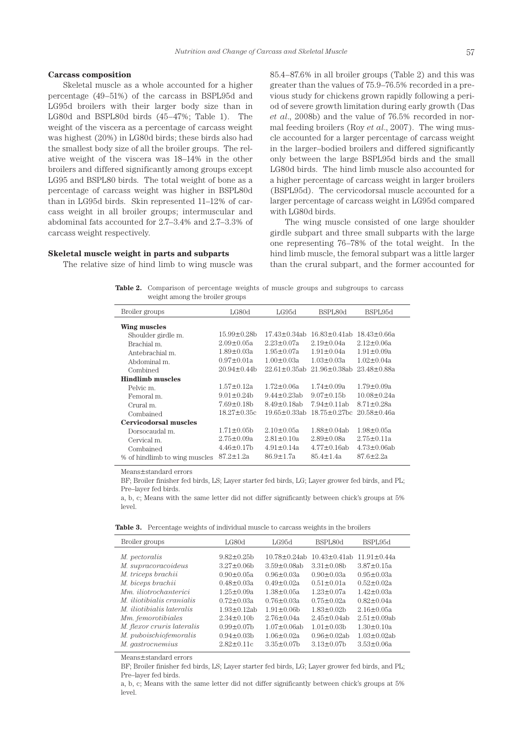### Carcass composition

Skeletal muscle as a whole accounted for a higher percentage (49–51%) of the carcass in BSPL95d and LG95d broilers with their larger body size than in LG80d and BSPL80d birds (45–47%; Table 1). The weight of the viscera as a percentage of carcass weight was highest (20%) in LG80d birds; these birds also had the smallest body size of all the broiler groups. The relative weight of the viscera was 18–14% in the other broilers and differed significantly among groups except LG95 and BSPL80 birds. The total weight of bone as a percentage of carcass weight was higher in BSPL80d than in LG95d birds. Skin represented 11–12% of carcass weight in all broiler groups; intermuscular and abdominal fats accounted for 2.7–3.4% and 2.7–3.3% of carcass weight respectively.

### Skeletal muscle weight in parts and subparts

The relative size of hind limb to wing muscle was 85.4–87.6% in all broiler groups (Table 2) and this was greater than the values of 75.9–76.5% recorded in a previous study for chickens grown rapidly following a period of severe growth limitation during early growth (Das *et al*., 2008b) and the value of 76.5% recorded in normal feeding broilers (Roy *et al*., 2007). The wing muscle accounted for a larger percentage of carcass weight in the larger–bodied broilers and differed significantly only between the large BSPL95d birds and the small LG80d birds. The hind limb muscle also accounted for a higher percentage of carcass weight in larger broilers (BSPL95d). The cervicodorsal muscle accounted for a larger percentage of carcass weight in LG95d compared with LG80d birds.

The wing muscle consisted of one large shoulder girdle subpart and three small subparts with the large one representing 76–78% of the total weight. In the hind limb muscle, the femoral subpart was a little larger than the crural subpart, and the former accounted for

**Table 2.** Comparison of percentage weights of muscle groups and subgroups to carcass weight among the broiler groups

| Broiler groups | LG80d | LG95d | BSPL80d | BSPL95d |
|---|---|---|---|---|
| **Wing muscles** | | | | |
| Shoulder girdle m. | 15.99±0.28b | 17.43±0.34ab | 16.83±0.41ab | 18.43±0.66a |
| Brachial m. | 2.09±0.05a | 2.23±0.07a | 2.19±0.04a | 2.12±0.06a |
| Antebrachial m. | 1.89±0.03a | 1.95±0.07a | 1.91±0.04a | 1.91±0.09a |
| Abdominal m. | 0.97±0.01a | 1.00±0.03a | 1.03±0.03a | 1.02±0.04a |
| Combined | 20.94±0.44b | 22.61±0.35ab | 21.96±0.38ab | 23.48±0.88a |
| **Hindlimb muscles** | | | | |
| Pelvic m. | 1.57±0.12a | 1.72±0.06a | 1.74±0.09a | 1.79±0.09a |
| Femoral m. | 9.01±0.24b | 9.44±0.23ab | 9.07±0.15b | 10.08±0.24a |
| Crural m. | 7.69±0.18b | 8.49±0.18ab | 7.94±0.11ab | 8.71±0.28a |
| Combained | 18.27±0.35c | 19.65±0.33ab | 18.75±0.27bc | 20.58±0.46a |
| **Cervicodorsal muscles** | | | | |
| Dorsocaudal m. | 1.71±0.05b | 2.10±0.05a | 1.88±0.04ab | 1.98±0.05a |
| Cervical m. | 2.75±0.09a | 2.81±0.10a | 2.89±0.08a | 2.75±0.11a |
| Combained | 4.46±0.17b | 4.91±0.14a | 4.77±0.16ab | 4.73±0.06ab |
| % of hindlimb to wing muscles | 87.2±1.2a | 86.9±1.7a | 85.4±1.4a | 87.6±2.2a |

Means±standard errors

BF; Broiler finisher fed birds, LS; Layer starter fed birds, LG; Layer grower fed birds, and PL; Pre–layer fed birds.

a, b, c; Means with the same letter did not differ significantly between chick's groups at 5% level.

**Table 3.** Percentage weights of individual muscle to carcass weights in the broilers

| Broiler groups | LG80d | LG95d | BSPL80d | BSPL95d |
|---|---|---|---|---|
| *M. pectoralis* | 9.82±0.25b | 10.78±0.24ab | 10.43±0.41ab | 11.91±0.44a |
| *M. supracoracoideus* | 3.27±0.06b | 3.59±0.08ab | 3.31±0.08b | 3.87±0.15a |
| *M. triceps brachii* | 0.90±0.05a | 0.96±0.03a | 0.90±0.03a | 0.95±0.03a |
| *M. biceps brachii* | 0.48±0.03a | 0.49±0.02a | 0.51±0.01a | 0.52±0.02a |
| *Mm. iliotrochanterici* | 1.25±0.09a | 1.38±0.05a | 1.23±0.07a | 1.42±0.03a |
| *M. iliotibialis cranialis* | 0.72±0.03a | 0.76±0.03a | 0.75±0.02a | 0.82±0.04a |
| *M. iliotibialis lateralis* | 1.93±0.12ab | 1.91±0.06b | 1.83±0.02b | 2.16±0.05a |
| *Mm. femorotibiales* | 2.34±0.10b | 2.76±0.04a | 2.45±0.04ab | 2.51±0.09ab |
| *M. flexor cruris lateralis* | 0.99±0.07b | 1.07±0.06ab | 1.01±0.03b | 1.30±0.10a |
| *M. puboischiofemoralis* | 0.94±0.03b | 1.06±0.02a | 0.96±0.02ab | 1.03±0.02ab |
| *M. gastrocnemius* | 2.82±0.11c | 3.35±0.07b | 3.13±0.07b | 3.53±0.06a |

Means±standard errors

BF; Broiler finisher fed birds, LS; Layer starter fed birds, LG; Layer grower fed birds, and PL; Pre–layer fed birds.

a, b, c; Means with the same letter did not differ significantly between chick's groups at 5% level.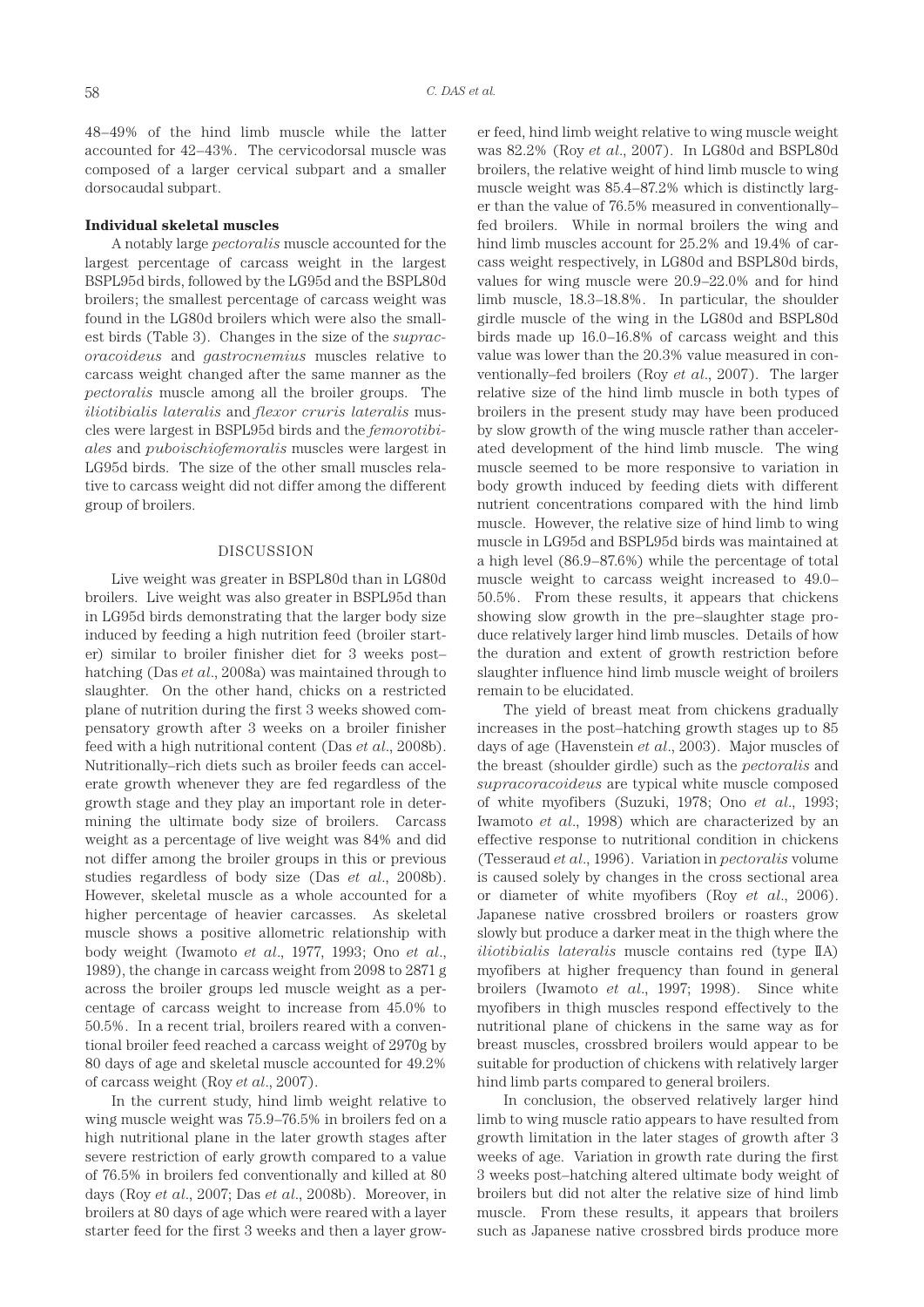48–49% of the hind limb muscle while the latter accounted for 42–43%. The cervicodorsal muscle was composed of a larger cervical subpart and a smaller dorsocaudal subpart.

**Individual skeletal muscles**

A notably large *pectoralis* muscle accounted for the largest percentage of carcass weight in the largest BSPL95d birds, followed by the LG95d and the BSPL80d broilers; the smallest percentage of carcass weight was found in the LG80d broilers which were also the smallest birds (Table 3). Changes in the size of the *supracoracoideus* and *gastrocnemius* muscles relative to carcass weight changed after the same manner as the *pectoralis* muscle among all the broiler groups. The *iliotibialis lateralis* and *flexor cruris lateralis* muscles were largest in BSPL95d birds and the *femorotibiales* and *puboischiofemoralis* muscles were largest in LG95d birds. The size of the other small muscles relative to carcass weight did not differ among the different group of broilers.

## DISCUSSION

Live weight was greater in BSPL80d than in LG80d broilers. Live weight was also greater in BSPL95d than in LG95d birds demonstrating that the larger body size induced by feeding a high nutrition feed (broiler starter) similar to broiler finisher diet for 3 weeks post–hatching (Das *et al*., 2008a) was maintained through to slaughter. On the other hand, chicks on a restricted plane of nutrition during the first 3 weeks showed compensatory growth after 3 weeks on a broiler finisher feed with a high nutritional content (Das *et al*., 2008b). Nutritionally–rich diets such as broiler feeds can accelerate growth whenever they are fed regardless of the growth stage and they play an important role in determining the ultimate body size of broilers. Carcass weight as a percentage of live weight was 84% and did not differ among the broiler groups in this or previous studies regardless of body size (Das *et al*., 2008b). However, skeletal muscle as a whole accounted for a higher percentage of heavier carcasses. As skeletal muscle shows a positive allometric relationship with body weight (Iwamoto *et al*., 1977, 1993; Ono *et al*., 1989), the change in carcass weight from 2098 to 2871 g across the broiler groups led muscle weight as a percentage of carcass weight to increase from 45.0% to 50.5%. In a recent trial, broilers reared with a conventional broiler feed reached a carcass weight of 2970g by 80 days of age and skeletal muscle accounted for 49.2% of carcass weight (Roy *et al*., 2007).

In the current study, hind limb weight relative to wing muscle weight was 75.9–76.5% in broilers fed on a high nutritional plane in the later growth stages after severe restriction of early growth compared to a value of 76.5% in broilers fed conventionally and killed at 80 days (Roy *et al*., 2007; Das *et al*., 2008b). Moreover, in broilers at 80 days of age which were reared with a layer starter feed for the first 3 weeks and then a layer grower feed, hind limb weight relative to wing muscle weight was 82.2% (Roy *et al*., 2007). In LG80d and BSPL80d broilers, the relative weight of hind limb muscle to wing muscle weight was 85.4–87.2% which is distinctly larger than the value of 76.5% measured in conventionally–fed broilers. While in normal broilers the wing and hind limb muscles account for 25.2% and 19.4% of carcass weight respectively, in LG80d and BSPL80d birds, values for wing muscle were 20.9–22.0% and for hind limb muscle, 18.3–18.8%. In particular, the shoulder girdle muscle of the wing in the LG80d and BSPL80d birds made up 16.0–16.8% of carcass weight and this value was lower than the 20.3% value measured in conventionally–fed broilers (Roy *et al*., 2007). The larger relative size of the hind limb muscle in both types of broilers in the present study may have been produced by slow growth of the wing muscle rather than accelerated development of the hind limb muscle. The wing muscle seemed to be more responsive to variation in body growth induced by feeding diets with different nutrient concentrations compared with the hind limb muscle. However, the relative size of hind limb to wing muscle in LG95d and BSPL95d birds was maintained at a high level (86.9–87.6%) while the percentage of total muscle weight to carcass weight increased to 49.0–50.5%. From these results, it appears that chickens showing slow growth in the pre–slaughter stage produce relatively larger hind limb muscles. Details of how the duration and extent of growth restriction before slaughter influence hind limb muscle weight of broilers remain to be elucidated.

The yield of breast meat from chickens gradually increases in the post–hatching growth stages up to 85 days of age (Havenstein *et al*., 2003). Major muscles of the breast (shoulder girdle) such as the *pectoralis* and *supracoracoideus* are typical white muscle composed of white myofibers (Suzuki, 1978; Ono *et al*., 1993; Iwamoto *et al*., 1998) which are characterized by an effective response to nutritional condition in chickens (Tesseraud *et al*., 1996). Variation in *pectoralis* volume is caused solely by changes in the cross sectional area or diameter of white myofibers (Roy *et al*., 2006). Japanese native crossbred broilers or roasters grow slowly but produce a darker meat in the thigh where the *iliotibialis lateralis* muscle contains red (type IIA) myofibers at higher frequency than found in general broilers (Iwamoto *et al*., 1997; 1998). Since white myofibers in thigh muscles respond effectively to the nutritional plane of chickens in the same way as for breast muscles, crossbred broilers would appear to be suitable for production of chickens with relatively larger hind limb parts compared to general broilers.

In conclusion, the observed relatively larger hind limb to wing muscle ratio appears to have resulted from growth limitation in the later stages of growth after 3 weeks of age. Variation in growth rate during the first 3 weeks post–hatching altered ultimate body weight of broilers but did not alter the relative size of hind limb muscle. From these results, it appears that broilers such as Japanese native crossbred birds produce more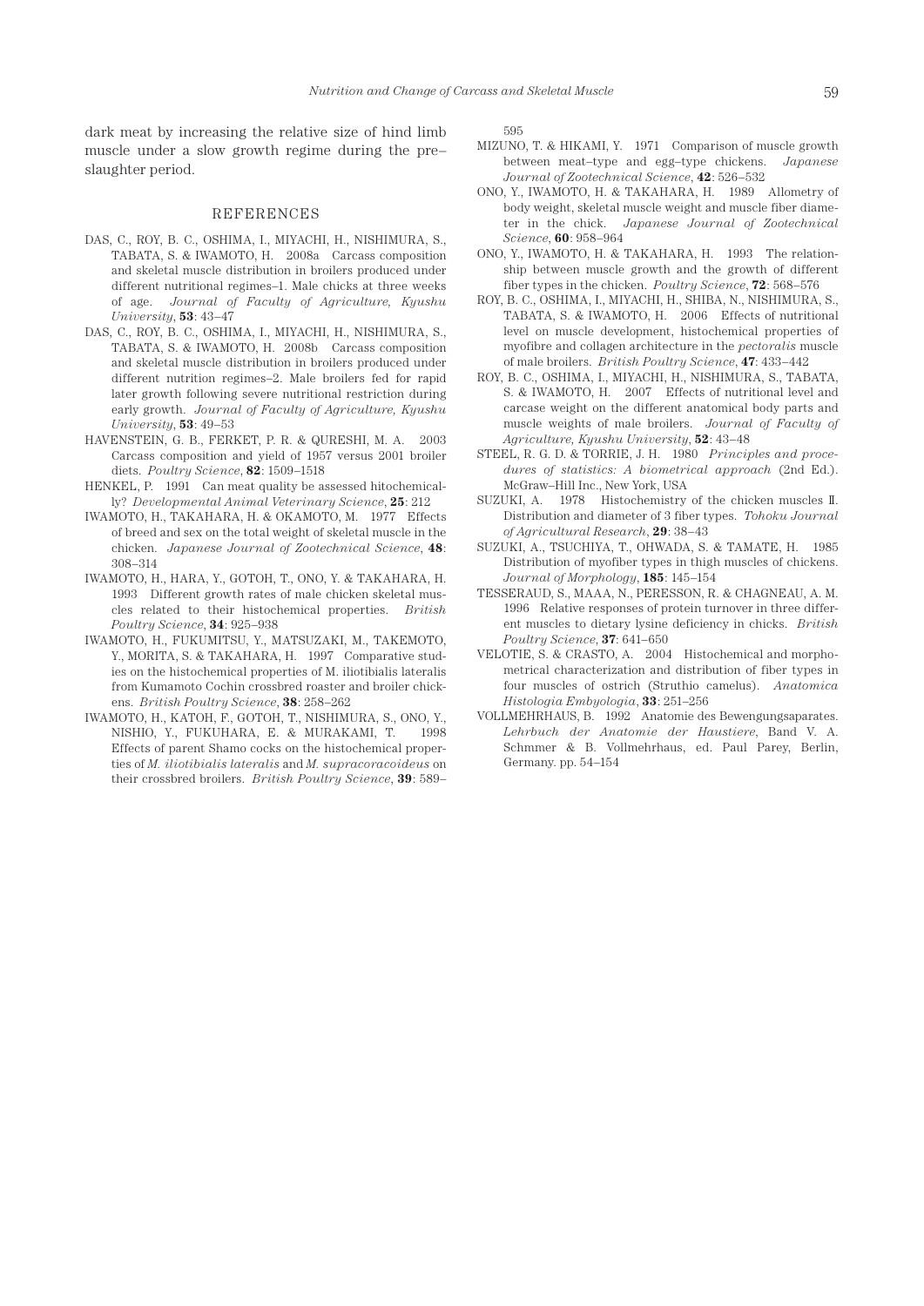dark meat by increasing the relative size of hind limb muscle under a slow growth regime during the pre–slaughter period.

## REFERENCES

DAS, C., ROY, B. C., OSHIMA, I., MIYACHI, H., NISHIMURA, S., TABATA, S. & IWAMOTO, H. 2008a Carcass composition and skeletal muscle distribution in broilers produced under different nutritional regimes–1. Male chicks at three weeks of age. *Journal of Faculty of Agriculture, Kyushu University*, **53**: 43–47

DAS, C., ROY, B. C., OSHIMA, I., MIYACHI, H., NISHIMURA, S., TABATA, S. & IWAMOTO, H. 2008b Carcass composition and skeletal muscle distribution in broilers produced under different nutrition regimes–2. Male broilers fed for rapid later growth following severe nutritional restriction during early growth. *Journal of Faculty of Agriculture, Kyushu University*, **53**: 49–53

HAVENSTEIN, G. B., FERKET, P. R. & QURESHI, M. A. 2003 Carcass composition and yield of 1957 versus 2001 broiler diets. *Poultry Science*, **82**: 1509–1518

HENKEL, P. 1991 Can meat quality be assessed hitochemically? *Developmental Animal Veterinary Science*, **25**: 212

IWAMOTO, H., TAKAHARA, H. & OKAMOTO, M. 1977 Effects of breed and sex on the total weight of skeletal muscle in the chicken. *Japanese Journal of Zootechnical Science*, **48**: 308–314

IWAMOTO, H., HARA, Y., GOTOH, T., ONO, Y. & TAKAHARA, H. 1993 Different growth rates of male chicken skeletal muscles related to their histochemical properties. *British Poultry Science*, **34**: 925–938

IWAMOTO, H., FUKUMITSU, Y., MATSUZAKI, M., TAKEMOTO, Y., MORITA, S. & TAKAHARA, H. 1997 Comparative studies on the histochemical properties of M. iliotibialis lateralis from Kumamoto Cochin crossbred roaster and broiler chickens. *British Poultry Science*, **38**: 258–262

IWAMOTO, H., KATOH, F., GOTOH, T., NISHIMURA, S., ONO, Y., NISHIO, Y., FUKUHARA, E. & MURAKAMI, T. 1998 Effects of parent Shamo cocks on the histochemical properties of *M. iliotibialis lateralis* and *M. supracoracoideus* on their crossbred broilers. *British Poultry Science*, **39**: 589–595

MIZUNO, T. & HIKAMI, Y. 1971 Comparison of muscle growth between meat–type and egg–type chickens. *Japanese Journal of Zootechnical Science*, **42**: 526–532

ONO, Y., IWAMOTO, H. & TAKAHARA, H. 1989 Allometry of body weight, skeletal muscle weight and muscle fiber diameter in the chick. *Japanese Journal of Zootechnical Science*, **60**: 958–964

ONO, Y., IWAMOTO, H. & TAKAHARA, H. 1993 The relationship between muscle growth and the growth of different fiber types in the chicken. *Poultry Science*, **72**: 568–576

ROY, B. C., OSHIMA, I., MIYACHI, H., SHIBA, N., NISHIMURA, S., TABATA, S. & IWAMOTO, H. 2006 Effects of nutritional level on muscle development, histochemical properties of myofibre and collagen architecture in the *pectoralis* muscle of male broilers. *British Poultry Science*, **47**: 433–442

ROY, B. C., OSHIMA, I., MIYACHI, H., NISHIMURA, S., TABATA, S. & IWAMOTO, H. 2007 Effects of nutritional level and carcase weight on the different anatomical body parts and muscle weights of male broilers. *Journal of Faculty of Agriculture, Kyushu University*, **52**: 43–48

STEEL, R. G. D. & TORRIE, J. H. 1980 *Principles and procedures of statistics: A biometrical approach* (2nd Ed.). McGraw–Hill Inc., New York, USA

SUZUKI, A. 1978 Histochemistry of the chicken muscles Ⅱ. Distribution and diameter of 3 fiber types. *Tohoku Journal of Agricultural Research*, **29**: 38–43

SUZUKI, A., TSUCHIYA, T., OHWADA, S. & TAMATE, H. 1985 Distribution of myofiber types in thigh muscles of chickens. *Journal of Morphology*, **185**: 145–154

TESSERAUD, S., MAAA, N., PERESSON, R. & CHAGNEAU, A. M. 1996 Relative responses of protein turnover in three different muscles to dietary lysine deficiency in chicks. *British Poultry Science*, **37**: 641–650

VELOTIE, S. & CRASTO, A. 2004 Histochemical and morphometrical characterization and distribution of fiber types in four muscles of ostrich (Struthio camelus). *Anatomica Histologia Embyologia*, **33**: 251–256

VOLLMEHRHAUS, B. 1992 Anatomie des Bewengungsaparates. *Lehrbuch der Anatomie der Haustiere*, Band V. A. Schmmer & B. Vollmehrhaus, ed. Paul Parey, Berlin, Germany. pp. 54–154